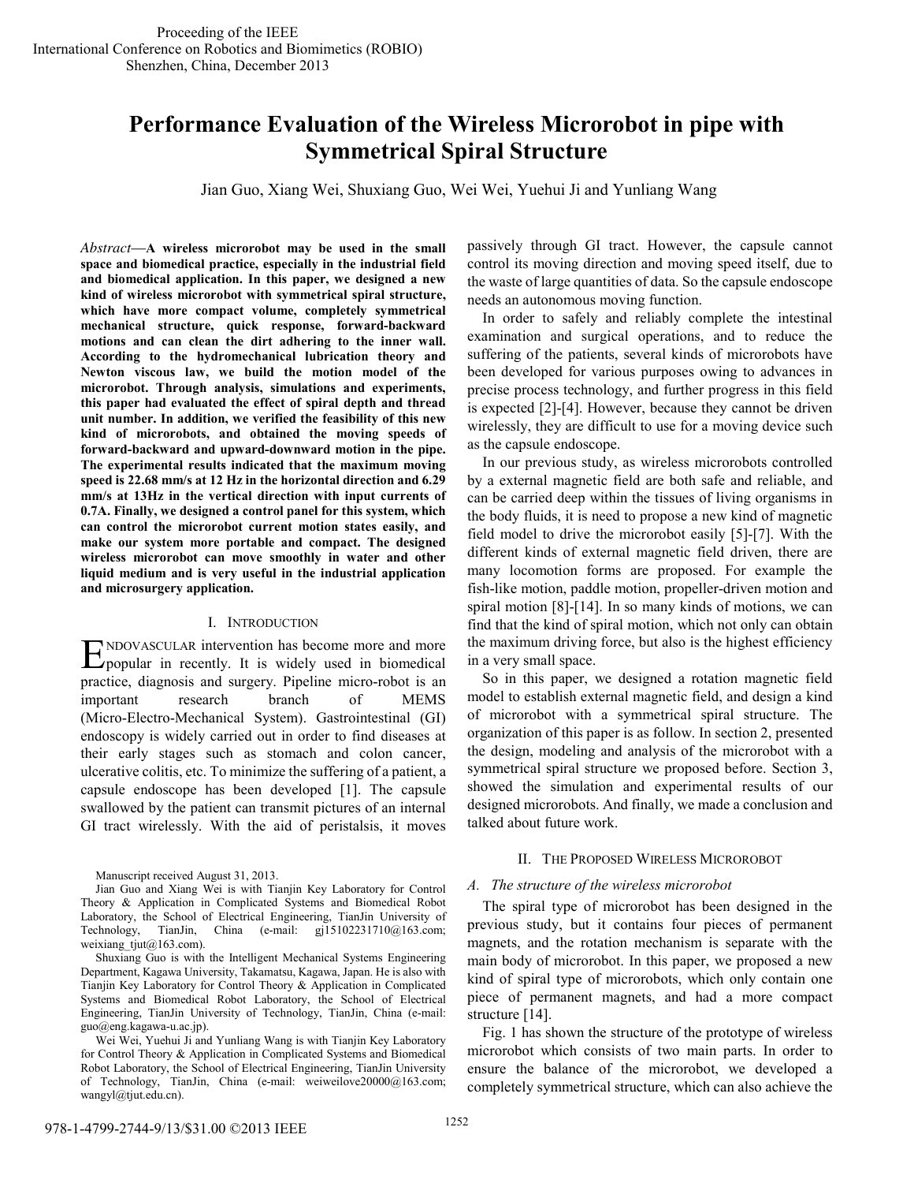Proceeding of the IEEE
International Conference on Robotics and Biomimetics (ROBIO)
Shenzhen, China, December 2013

# Performance Evaluation of the Wireless Microrobot in pipe with Symmetrical Spiral Structure

Jian Guo, Xiang Wei, Shuxiang Guo, Wei Wei, Yuehui Ji and Yunliang Wang

*Abstract*—**A wireless microrobot may be used in the small space and biomedical practice, especially in the industrial field and biomedical application. In this paper, we designed a new kind of wireless microrobot with symmetrical spiral structure, which have more compact volume, completely symmetrical mechanical structure, quick response, forward-backward motions and can clean the dirt adhering to the inner wall. According to the hydromechanical lubrication theory and Newton viscous law, we build the motion model of the microrobot. Through analysis, simulations and experiments, this paper had evaluated the effect of spiral depth and thread unit number. In addition, we verified the feasibility of this new kind of microrobots, and obtained the moving speeds of forward-backward and upward-downward motion in the pipe. The experimental results indicated that the maximum moving speed is 22.68 mm/s at 12 Hz in the horizontal direction and 6.29 mm/s at 13Hz in the vertical direction with input currents of 0.7A. Finally, we designed a control panel for this system, which can control the microrobot current motion states easily, and make our system more portable and compact. The designed wireless microrobot can move smoothly in water and other liquid medium and is very useful in the industrial application and microsurgery application.**

## I. Introduction

ENDOVASCULAR intervention has become more and more popular in recently. It is widely used in biomedical practice, diagnosis and surgery. Pipeline micro-robot is an important research branch of MEMS (Micro-Electro-Mechanical System). Gastrointestinal (GI) endoscopy is widely carried out in order to find diseases at their early stages such as stomach and colon cancer, ulcerative colitis, etc. To minimize the suffering of a patient, a capsule endoscope has been developed [1]. The capsule swallowed by the patient can transmit pictures of an internal GI tract wirelessly. With the aid of peristalsis, it moves passively through GI tract. However, the capsule cannot control its moving direction and moving speed itself, due to the waste of large quantities of data. So the capsule endoscope needs an autonomous moving function.

In order to safely and reliably complete the intestinal examination and surgical operations, and to reduce the suffering of the patients, several kinds of microrobots have been developed for various purposes owing to advances in precise process technology, and further progress in this field is expected [2]-[4]. However, because they cannot be driven wirelessly, they are difficult to use for a moving device such as the capsule endoscope.

In our previous study, as wireless microrobots controlled by a external magnetic field are both safe and reliable, and can be carried deep within the tissues of living organisms in the body fluids, it is need to propose a new kind of magnetic field model to drive the microrobot easily [5]-[7]. With the different kinds of external magnetic field driven, there are many locomotion forms are proposed. For example the fish-like motion, paddle motion, propeller-driven motion and spiral motion [8]-[14]. In so many kinds of motions, we can find that the kind of spiral motion, which not only can obtain the maximum driving force, but also is the highest efficiency in a very small space.

So in this paper, we designed a rotation magnetic field model to establish external magnetic field, and design a kind of microrobot with a symmetrical spiral structure. The organization of this paper is as follow. In section 2, presented the design, modeling and analysis of the microrobot with a symmetrical spiral structure we proposed before. Section 3, showed the simulation and experimental results of our designed microrobots. And finally, we made a conclusion and talked about future work.

## II. The Proposed Wireless Microrobot

### A. The structure of the wireless microrobot

The spiral type of microrobot has been designed in the previous study, but it contains four pieces of permanent magnets, and the rotation mechanism is separate with the main body of microrobot. In this paper, we proposed a new kind of spiral type of microrobots, which only contain one piece of permanent magnets, and had a more compact structure [14].

Fig. 1 has shown the structure of the prototype of wireless microrobot which consists of two main parts. In order to ensure the balance of the microrobot, we developed a completely symmetrical structure, which can also achieve the

Manuscript received August 31, 2013.

Jian Guo and Xiang Wei is with Tianjin Key Laboratory for Control Theory & Application in Complicated Systems and Biomedical Robot Laboratory, the School of Electrical Engineering, TianJin University of Technology, TianJin, China (e-mail: gj15102231710@163.com; weixiang_tjut@163.com).

Shuxiang Guo is with the Intelligent Mechanical Systems Engineering Department, Kagawa University, Takamatsu, Kagawa, Japan. He is also with Tianjin Key Laboratory for Control Theory & Application in Complicated Systems and Biomedical Robot Laboratory, the School of Electrical Engineering, TianJin University of Technology, TianJin, China (e-mail: guo@eng.kagawa-u.ac.jp).

Wei Wei, Yuehui Ji and Yunliang Wang is with Tianjin Key Laboratory for Control Theory & Application in Complicated Systems and Biomedical Robot Laboratory, the School of Electrical Engineering, TianJin University of Technology, TianJin, China (e-mail: weiweilove20000@163.com; wangyl@tjut.edu.cn).

978-1-4799-2744-9/13/$31.00 ©2013 IEEE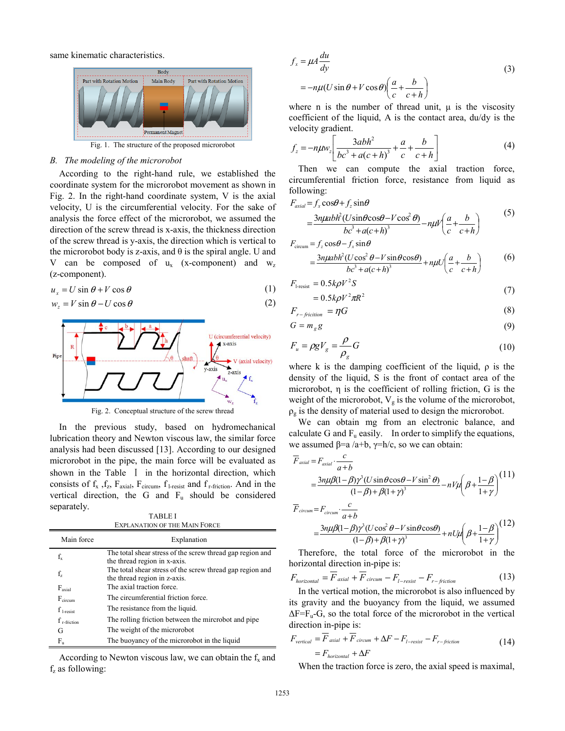same kinematic characteristics.

Fig. 1. The structure of the proposed microrobot

### B. The modeling of the microrobot

According to the right-hand rule, we established the coordinate system for the microrobot movement as shown in Fig. 2. In the right-hand coordinate system, V is the axial velocity, U is the circumferential velocity. For the sake of analysis the force effect of the microrobot, we assumed the direction of the screw thread is x-axis, the thickness direction of the screw thread is y-axis, the direction which is vertical to the microrobot body is z-axis, and θ is the spiral angle. U and V can be composed of $u_x$ (x-component) and $w_z$ (z-component).

$$u_x = U\sin\theta + V\cos\theta \tag{1}$$

$$w_z = V\sin\theta - U\cos\theta \tag{2}$$

Fig. 2. Conceptual structure of the screw thread

In the previous study, based on hydromechanical lubrication theory and Newton viscous law, the similar force analysis had been discussed [13]. According to our designed microrobot in the pipe, the main force will be evaluated as shown in the Table Ⅰ in the horizontal direction, which consists of $f_x$ ,$f_z$, $F_{axial}$, $F_{circum}$, $f_{l\text{-resist}}$ and $f_{r\text{-friction}}$. And in the vertical direction, the G and $F_u$ should be considered separately.

TABLE I
EXPLANATION OF THE MAIN FORCE

| Main force | Explanation |
|---|---|
| $f_x$ | The total shear stress of the screw thread gap region and the thread region in x-axis. |
| $f_z$ | The total shear stress of the screw thread gap region and the thread region in z-axis. |
| $F_{axial}$ | The axial traction force. |
| $F_{circum}$ | The circumferential friction force. |
| $f_{l\text{-resist}}$ | The resistance from the liquid. |
| $f_{r\text{-friction}}$ | The rolling friction between the mircrobot and pipe |
| G | The weight of the microrobot |
| $F_u$ | The buoyancy of the microrobot in the liquid |

According to Newton viscous law, we can obtain the $f_x$ and $f_z$ as following:

$$f_x = \mu A\frac{du}{dy} = -n\mu(U\sin\theta + V\cos\theta)\left(\frac{a}{c} + \frac{b}{c+h}\right) \tag{3}$$

where n is the number of thread unit, μ is the viscosity coefficient of the liquid, A is the contact area, du/dy is the velocity gradient.

$$f_z = -n\mu w_z\left[\frac{3abh^2}{bc^3 + a(c+h)^3} + \frac{a}{c} + \frac{b}{c+h}\right] \tag{4}$$

Then we can compute the axial traction force, circumferential friction force, resistance from liquid as following:

$$F_{axial} = f_x\cos\theta + f_z\sin\theta = \frac{3n\mu abh^2(U\sin\theta\cos\theta - V\cos^2\theta)}{bc^3 + a(c+h)^3} - n\mu V\left(\frac{a}{c} + \frac{b}{c+h}\right) \tag{5}$$

$$F_{circum} = f_z\cos\theta - f_x\sin\theta = \frac{3n\mu abh^2(U\cos^2\theta - V\sin\theta\cos\theta)}{bc^3 + a(c+h)^3} + n\mu U\left(\frac{a}{c} + \frac{b}{c+h}\right) \tag{6}$$

$$F_{l\text{-resist}} = 0.5k\rho V^2 S = 0.5k\rho V^2\pi R^2 \tag{7}$$

$$F_{r-fricition} = \eta G \tag{8}$$

$$G = m_g g \tag{9}$$

$$F_u = \rho g V_g = \frac{\rho}{\rho_g}G \tag{10}$$

where k is the damping coefficient of the liquid, ρ is the density of the liquid, S is the front of contact area of the microrobot, η is the coefficient of rolling friction, G is the weight of the microrobot, $V_g$ is the volume of the microrobot, $\rho_g$ is the density of material used to design the microrobot.

We can obtain mg from an electronic balance, and calculate G and $F_u$ easily. In order to simplify the equations, we assumed β=a /a+b, γ=h/c, so we can obtain:

$$\overline{F}_{axial} = F_{axial}\cdot\frac{c}{a+b} = \frac{3n\mu\beta(1-\beta)\gamma^3(U\sin\theta\cos\theta - V\sin^2\theta)}{(1-\beta) + \beta(1+\gamma)^3} - nV\mu\left(\beta + \frac{1-\beta}{1+\gamma}\right) \tag{11}$$

$$\overline{F}_{circum} = F_{circum}\cdot\frac{c}{a+b} = \frac{3n\mu\beta(1-\beta)\gamma^3(U\cos^2\theta - V\sin\theta\cos\theta)}{(1-\beta) + \beta(1+\gamma)^3} + nU\mu\left(\beta + \frac{1-\beta}{1+\gamma}\right) \tag{12}$$

Therefore, the total force of the microrobot in the horizontal direction in-pipe is:

$$F_{horizontal} = \overline{F}_{axial} + \overline{F}_{circum} - F_{l-resist} - F_{r-friction} \tag{13}$$

In the vertical motion, the microrobot is also influenced by its gravity and the buoyancy from the liquid, we assumed ΔF=$F_u$-G, so the total force of the microrobot in the vertical direction in-pipe is:

$$F_{vertical} = \overline{F}_{axial} + \overline{F}_{circum} + \Delta F - F_{l-resist} - F_{r-friction} = F_{horizontal} + \Delta F \tag{14}$$

When the traction force is zero, the axial speed is maximal,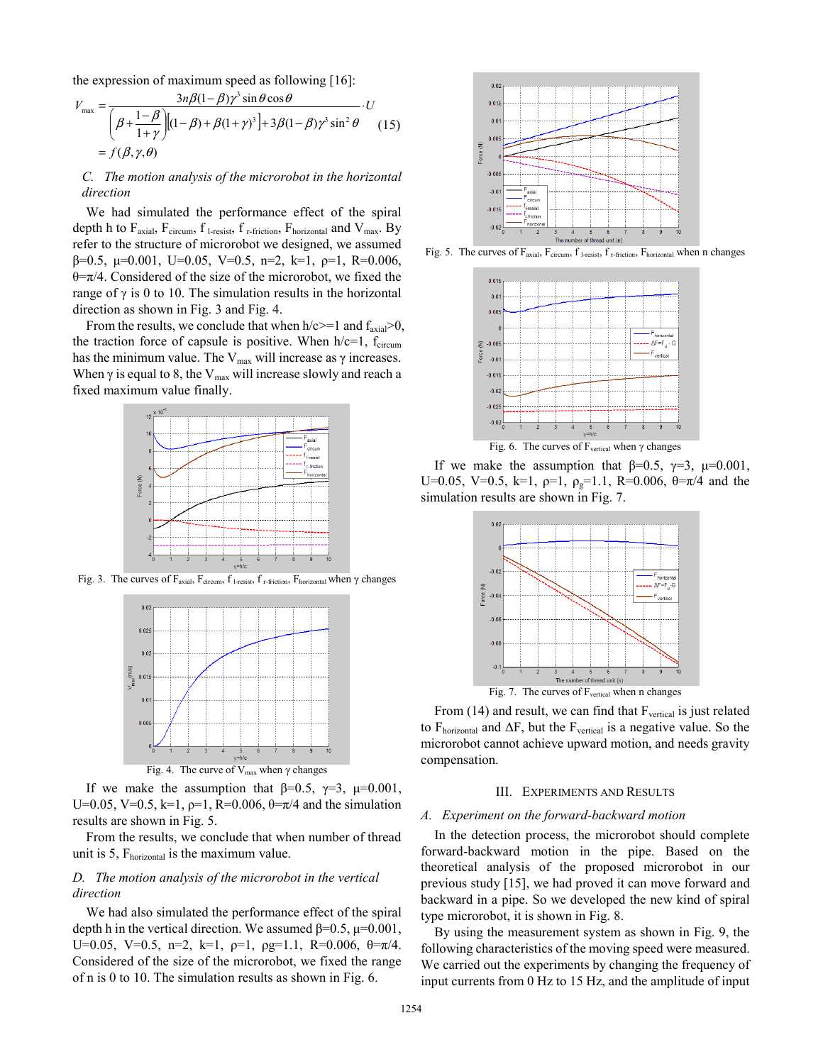the expression of maximum speed as following [16]:

$$V_{\max} = \frac{3n\beta(1-\beta)\gamma^3 \sin\theta\cos\theta}{\left(\beta + \frac{1-\beta}{1+\gamma}\right)\left[(1-\beta)+\beta(1+\gamma)^3\right] + 3\beta(1-\beta)\gamma^3\sin^2\theta}\cdot U \quad (15)$$
$$= f(\beta,\gamma,\theta)$$

### *C. The motion analysis of the microrobot in the horizontal direction*

We had simulated the performance effect of the spiral depth h to $F_{axial}$, $F_{circum}$, $f_{l\text{-resist}}$, $f_{r\text{-friction}}$, $F_{horizontal}$ and $V_{max}$. By refer to the structure of microrobot we designed, we assumed β=0.5, μ=0.001, U=0.05, V=0.5, n=2, k=1, ρ=1, R=0.006, θ=π/4. Considered of the size of the microrobot, we fixed the range of γ is 0 to 10. The simulation results in the horizontal direction as shown in Fig. 3 and Fig. 4.

From the results, we conclude that when h/c>=1 and $f_{axial}$>0, the traction force of capsule is positive. When h/c=1, $f_{circum}$ has the minimum value. The $V_{max}$ will increase as γ increases. When γ is equal to 8, the $V_{max}$ will increase slowly and reach a fixed maximum value finally.

Fig. 3. The curves of $F_{axial}$, $F_{circum}$, $f_{l\text{-resist}}$, $f_{r\text{-friction}}$, $F_{horizontal}$ when γ changes

Fig. 4. The curve of $V_{max}$ when γ changes

If we make the assumption that β=0.5, γ=3, μ=0.001, U=0.05, V=0.5, k=1, ρ=1, R=0.006, θ=π/4 and the simulation results are shown in Fig. 5.

From the results, we conclude that when number of thread unit is 5, $F_{horizontal}$ is the maximum value.

### *D. The motion analysis of the microrobot in the vertical direction*

We had also simulated the performance effect of the spiral depth h in the vertical direction. We assumed β=0.5, μ=0.001, U=0.05, V=0.5, n=2, k=1, ρ=1, ρg=1.1, R=0.006, θ=π/4. Considered of the size of the microrobot, we fixed the range of n is 0 to 10. The simulation results as shown in Fig. 6.

Fig. 5. The curves of $F_{axial}$, $F_{circum}$, $f_{l\text{-resist}}$, $f_{r\text{-friction}}$, $F_{horizontal}$ when n changes

Fig. 6. The curves of $F_{vertical}$ when γ changes

If we make the assumption that β=0.5, γ=3, μ=0.001, U=0.05, V=0.5, k=1, ρ=1, $\rho_g$=1.1, R=0.006, θ=π/4 and the simulation results are shown in Fig. 7.

Fig. 7. The curves of $F_{vertical}$ when n changes

From (14) and result, we can find that $F_{vertical}$ is just related to $F_{horizontal}$ and ΔF, but the $F_{vertical}$ is a negative value. So the microrobot cannot achieve upward motion, and needs gravity compensation.

## III. Experiments and Results

### *A. Experiment on the forward-backward motion*

In the detection process, the microrobot should complete forward-backward motion in the pipe. Based on the theoretical analysis of the proposed microrobot in our previous study [15], we had proved it can move forward and backward in a pipe. So we developed the new kind of spiral type microrobot, it is shown in Fig. 8.

By using the measurement system as shown in Fig. 9, the following characteristics of the moving speed were measured. We carried out the experiments by changing the frequency of input currents from 0 Hz to 15 Hz, and the amplitude of input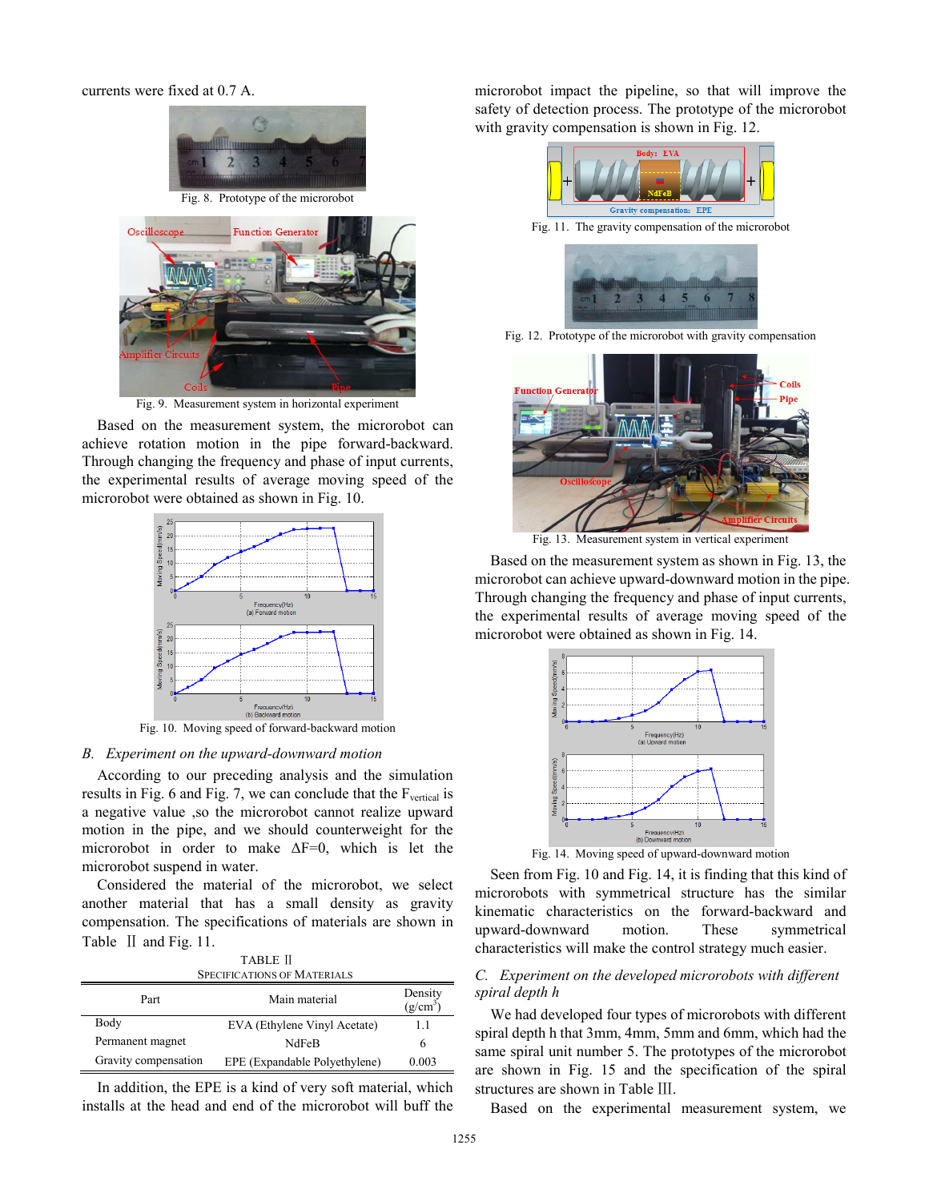currents were fixed at 0.7 A.

Fig. 8. Prototype of the microrobot

Fig. 9. Measurement system in horizontal experiment

Based on the measurement system, the microrobot can achieve rotation motion in the pipe forward-backward. Through changing the frequency and phase of input currents, the experimental results of average moving speed of the microrobot were obtained as shown in Fig. 10.

Fig. 10. Moving speed of forward-backward motion

### B. *Experiment on the upward-downward motion*

According to our preceding analysis and the simulation results in Fig. 6 and Fig. 7, we can conclude that the $F_{vertical}$ is a negative value ,so the microrobot cannot realize upward motion in the pipe, and we should counterweight for the microrobot in order to make $\Delta F=0$, which is let the microrobot suspend in water.

Considered the material of the microrobot, we select another material that has a small density as gravity compensation. The specifications of materials are shown in Table Ⅱ and Fig. 11.

TABLE Ⅱ
SPECIFICATIONS OF MATERIALS

| Part | Main material | Density (g/cm$^3$) |
|---|---|---|
| Body | EVA (Ethylene Vinyl Acetate) | 1.1 |
| Permanent magnet | NdFeB | 6 |
| Gravity compensation | EPE (Expandable Polyethylene) | 0.003 |

In addition, the EPE is a kind of very soft material, which installs at the head and end of the microrobot will buff the microrobot impact the pipeline, so that will improve the safety of detection process. The prototype of the microrobot with gravity compensation is shown in Fig. 12.

Fig. 11. The gravity compensation of the microrobot

Fig. 12. Prototype of the microrobot with gravity compensation

Fig. 13. Measurement system in vertical experiment

Based on the measurement system as shown in Fig. 13, the microrobot can achieve upward-downward motion in the pipe. Through changing the frequency and phase of input currents, the experimental results of average moving speed of the microrobot were obtained as shown in Fig. 14.

Fig. 14. Moving speed of upward-downward motion

Seen from Fig. 10 and Fig. 14, it is finding that this kind of microrobots with symmetrical structure has the similar kinematic characteristics on the forward-backward and upward-downward motion. These symmetrical characteristics will make the control strategy much easier.

### C. *Experiment on the developed microrobots with different spiral depth h*

We had developed four types of microrobots with different spiral depth h that 3mm, 4mm, 5mm and 6mm, which had the same spiral unit number 5. The prototypes of the microrobot are shown in Fig. 15 and the specification of the spiral structures are shown in Table Ⅲ.

Based on the experimental measurement system, we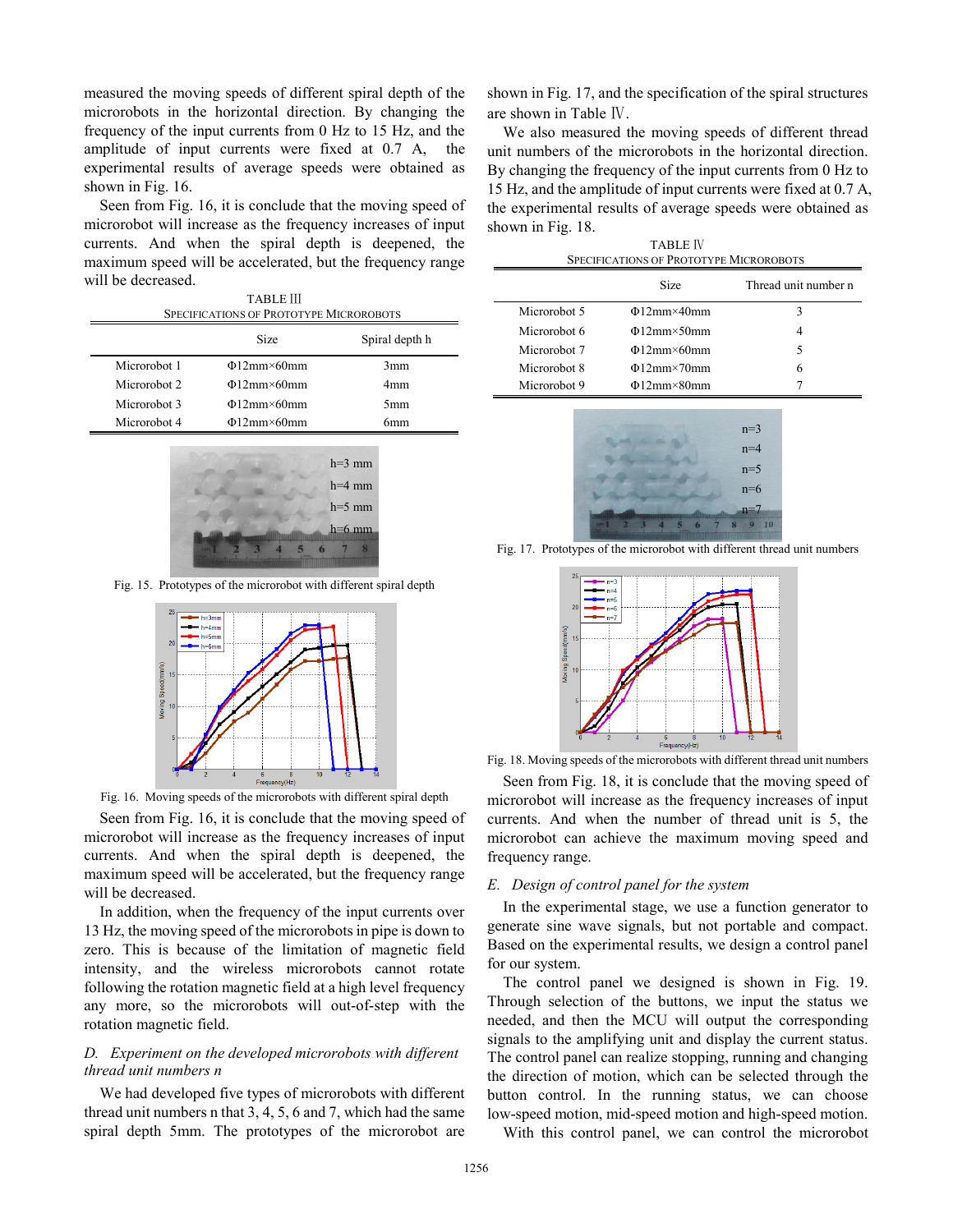measured the moving speeds of different spiral depth of the microrobots in the horizontal direction. By changing the frequency of the input currents from 0 Hz to 15 Hz, and the amplitude of input currents were fixed at 0.7 A, the experimental results of average speeds were obtained as shown in Fig. 16.

Seen from Fig. 16, it is conclude that the moving speed of microrobot will increase as the frequency increases of input currents. And when the spiral depth is deepened, the maximum speed will be accelerated, but the frequency range will be decreased.

TABLE III
SPECIFICATIONS OF PROTOTYPE MICROROBOTS

| | Size | Spiral depth h |
|---|---|---|
| Microrobot 1 | Φ12mm×60mm | 3mm |
| Microrobot 2 | Φ12mm×60mm | 4mm |
| Microrobot 3 | Φ12mm×60mm | 5mm |
| Microrobot 4 | Φ12mm×60mm | 6mm |

Fig. 15. Prototypes of the microrobot with different spiral depth

Fig. 16. Moving speeds of the microrobots with different spiral depth

Seen from Fig. 16, it is conclude that the moving speed of microrobot will increase as the frequency increases of input currents. And when the spiral depth is deepened, the maximum speed will be accelerated, but the frequency range will be decreased.

In addition, when the frequency of the input currents over 13 Hz, the moving speed of the microrobots in pipe is down to zero. This is because of the limitation of magnetic field intensity, and the wireless microrobots cannot rotate following the rotation magnetic field at a high level frequency any more, so the microrobots will out-of-step with the rotation magnetic field.

### *D. Experiment on the developed microrobots with different thread unit numbers n*

We had developed five types of microrobots with different thread unit numbers n that 3, 4, 5, 6 and 7, which had the same spiral depth 5mm. The prototypes of the microrobot are shown in Fig. 17, and the specification of the spiral structures are shown in Table Ⅳ.

We also measured the moving speeds of different thread unit numbers of the microrobots in the horizontal direction. By changing the frequency of the input currents from 0 Hz to 15 Hz, and the amplitude of input currents were fixed at 0.7 A, the experimental results of average speeds were obtained as shown in Fig. 18.

TABLE Ⅳ
SPECIFICATIONS OF PROTOTYPE MICROROBOTS

| | Size | Thread unit number n |
|---|---|---|
| Microrobot 5 | Φ12mm×40mm | 3 |
| Microrobot 6 | Φ12mm×50mm | 4 |
| Microrobot 7 | Φ12mm×60mm | 5 |
| Microrobot 8 | Φ12mm×70mm | 6 |
| Microrobot 9 | Φ12mm×80mm | 7 |

Fig. 17. Prototypes of the microrobot with different thread unit numbers

Fig. 18. Moving speeds of the microrobots with different thread unit numbers

Seen from Fig. 18, it is conclude that the moving speed of microrobot will increase as the frequency increases of input currents. And when the number of thread unit is 5, the microrobot can achieve the maximum moving speed and frequency range.

### *E. Design of control panel for the system*

In the experimental stage, we use a function generator to generate sine wave signals, but not portable and compact. Based on the experimental results, we design a control panel for our system.

The control panel we designed is shown in Fig. 19. Through selection of the buttons, we input the status we needed, and then the MCU will output the corresponding signals to the amplifying unit and display the current status. The control panel can realize stopping, running and changing the direction of motion, which can be selected through the button control. In the running status, we can choose low-speed motion, mid-speed motion and high-speed motion.

With this control panel, we can control the microrobot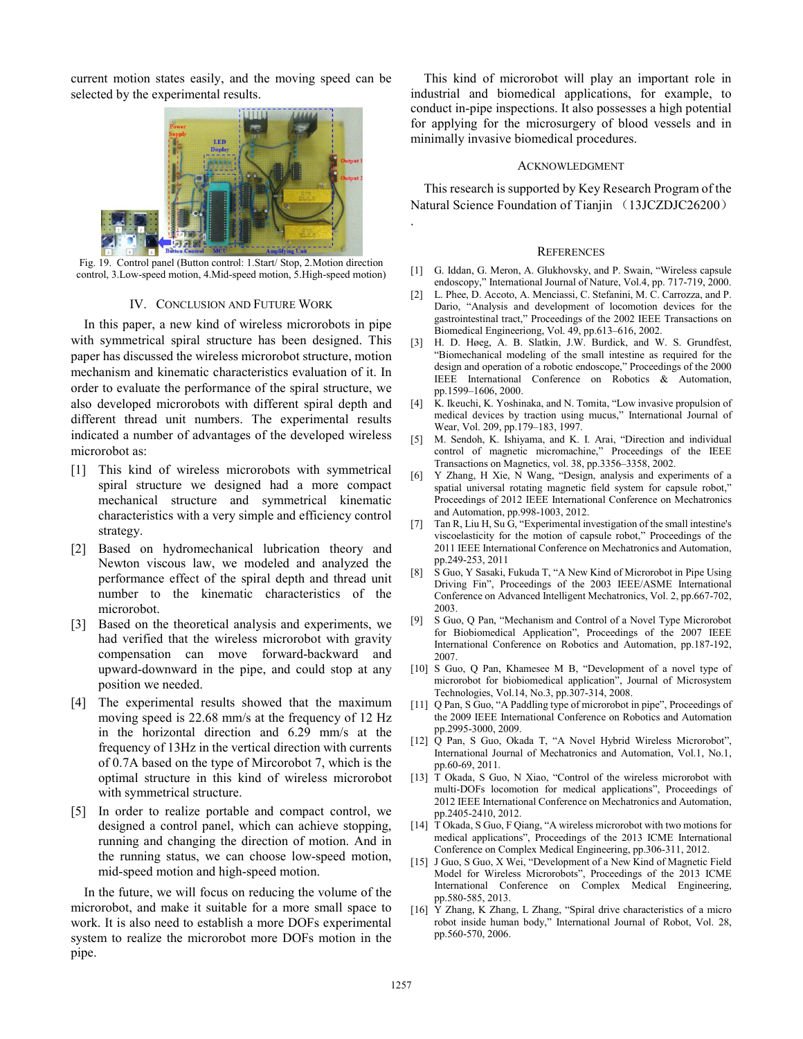current motion states easily, and the moving speed can be selected by the experimental results.

Power Supply

LED Display

Output 1

Output 2

Button Control

MCU

Amplifying Unit

Fig. 19. Control panel (Button control: 1.Start/ Stop, 2.Motion direction control, 3.Low-speed motion, 4.Mid-speed motion, 5.High-speed motion)

## IV. Conclusion and Future Work

In this paper, a new kind of wireless microrobots in pipe with symmetrical spiral structure has been designed. This paper has discussed the wireless microrobot structure, motion mechanism and kinematic characteristics evaluation of it. In order to evaluate the performance of the spiral structure, we also developed microrobots with different spiral depth and different thread unit numbers. The experimental results indicated a number of advantages of the developed wireless microrobot as:

[1] This kind of wireless microrobots with symmetrical spiral structure we designed had a more compact mechanical structure and symmetrical kinematic characteristics with a very simple and efficiency control strategy.

[2] Based on hydromechanical lubrication theory and Newton viscous law, we modeled and analyzed the performance effect of the spiral depth and thread unit number to the kinematic characteristics of the microrobot.

[3] Based on the theoretical analysis and experiments, we had verified that the wireless microrobot with gravity compensation can move forward-backward and upward-downward in the pipe, and could stop at any position we needed.

[4] The experimental results showed that the maximum moving speed is 22.68 mm/s at the frequency of 12 Hz in the horizontal direction and 6.29 mm/s at the frequency of 13Hz in the vertical direction with currents of 0.7A based on the type of Mircorobot 7, which is the optimal structure in this kind of wireless microrobot with symmetrical structure.

[5] In order to realize portable and compact control, we designed a control panel, which can achieve stopping, running and changing the direction of motion. And in the running status, we can choose low-speed motion, mid-speed motion and high-speed motion.

In the future, we will focus on reducing the volume of the microrobot, and make it suitable for a more small space to work. It is also need to establish a more DOFs experimental system to realize the microrobot more DOFs motion in the pipe.

This kind of microrobot will play an important role in industrial and biomedical applications, for example, to conduct in-pipe inspections. It also possesses a high potential for applying for the microsurgery of blood vessels and in minimally invasive biomedical procedures.

## Acknowledgment

This research is supported by Key Research Program of the Natural Science Foundation of Tianjin （13JCZDJC26200）.

## References

[1] G. Iddan, G. Meron, A. Glukhovsky, and P. Swain, "Wireless capsule endoscopy," International Journal of Nature, Vol.4, pp. 717-719, 2000.

[2] L. Phee, D. Accoto, A. Menciassi, C. Stefanini, M. C. Carrozza, and P. Dario, "Analysis and development of locomotion devices for the gastrointestinal tract," Proceedings of the 2002 IEEE Transactions on Biomedical Engineeriong, Vol. 49, pp.613–616, 2002.

[3] H. D. Høeg, A. B. Slatkin, J.W. Burdick, and W. S. Grundfest, "Biomechanical modeling of the small intestine as required for the design and operation of a robotic endoscope," Proceedings of the 2000 IEEE International Conference on Robotics & Automation, pp.1599–1606, 2000.

[4] K. Ikeuchi, K. Yoshinaka, and N. Tomita, "Low invasive propulsion of medical devices by traction using mucus," International Journal of Wear, Vol. 209, pp.179–183, 1997.

[5] M. Sendoh, K. Ishiyama, and K. I. Arai, "Direction and individual control of magnetic micromachine," Proceedings of the IEEE Transactions on Magnetics, vol. 38, pp.3356–3358, 2002.

[6] Y Zhang, H Xie, N Wang, "Design, analysis and experiments of a spatial universal rotating magnetic field system for capsule robot," Proceedings of 2012 IEEE International Conference on Mechatronics and Automation, pp.998-1003, 2012.

[7] Tan R, Liu H, Su G, "Experimental investigation of the small intestine's viscoelasticity for the motion of capsule robot," Proceedings of the 2011 IEEE International Conference on Mechatronics and Automation, pp.249-253, 2011

[8] S Guo, Y Sasaki, Fukuda T, "A New Kind of Microrobot in Pipe Using Driving Fin", Proceedings of the 2003 IEEE/ASME International Conference on Advanced Intelligent Mechatronics, Vol. 2, pp.667-702, 2003.

[9] S Guo, Q Pan, "Mechanism and Control of a Novel Type Microrobot for Biobiomedical Application", Proceedings of the 2007 IEEE International Conference on Robotics and Automation, pp.187-192, 2007.

[10] S Guo, Q Pan, Khamesee M B, "Development of a novel type of microrobot for biobiomedical application", Journal of Microsystem Technologies, Vol.14, No.3, pp.307-314, 2008.

[11] Q Pan, S Guo, "A Paddling type of microrobot in pipe", Proceedings of the 2009 IEEE International Conference on Robotics and Automation pp.2995-3000, 2009.

[12] Q Pan, S Guo, Okada T, "A Novel Hybrid Wireless Microrobot", International Journal of Mechatronics and Automation, Vol.1, No.1, pp.60-69, 2011.

[13] T Okada, S Guo, N Xiao, "Control of the wireless microrobot with multi-DOFs locomotion for medical applications", Proceedings of 2012 IEEE International Conference on Mechatronics and Automation, pp.2405-2410, 2012.

[14] T Okada, S Guo, F Qiang, "A wireless microrobot with two motions for medical applications", Proceedings of the 2013 ICME International Conference on Complex Medical Engineering, pp.306-311, 2012.

[15] J Guo, S Guo, X Wei, "Development of a New Kind of Magnetic Field Model for Wireless Microrobots", Proceedings of the 2013 ICME International Conference on Complex Medical Engineering, pp.580-585, 2013.

[16] Y Zhang, K Zhang, L Zhang, "Spiral drive characteristics of a micro robot inside human body," International Journal of Robot, Vol. 28, pp.560-570, 2006.